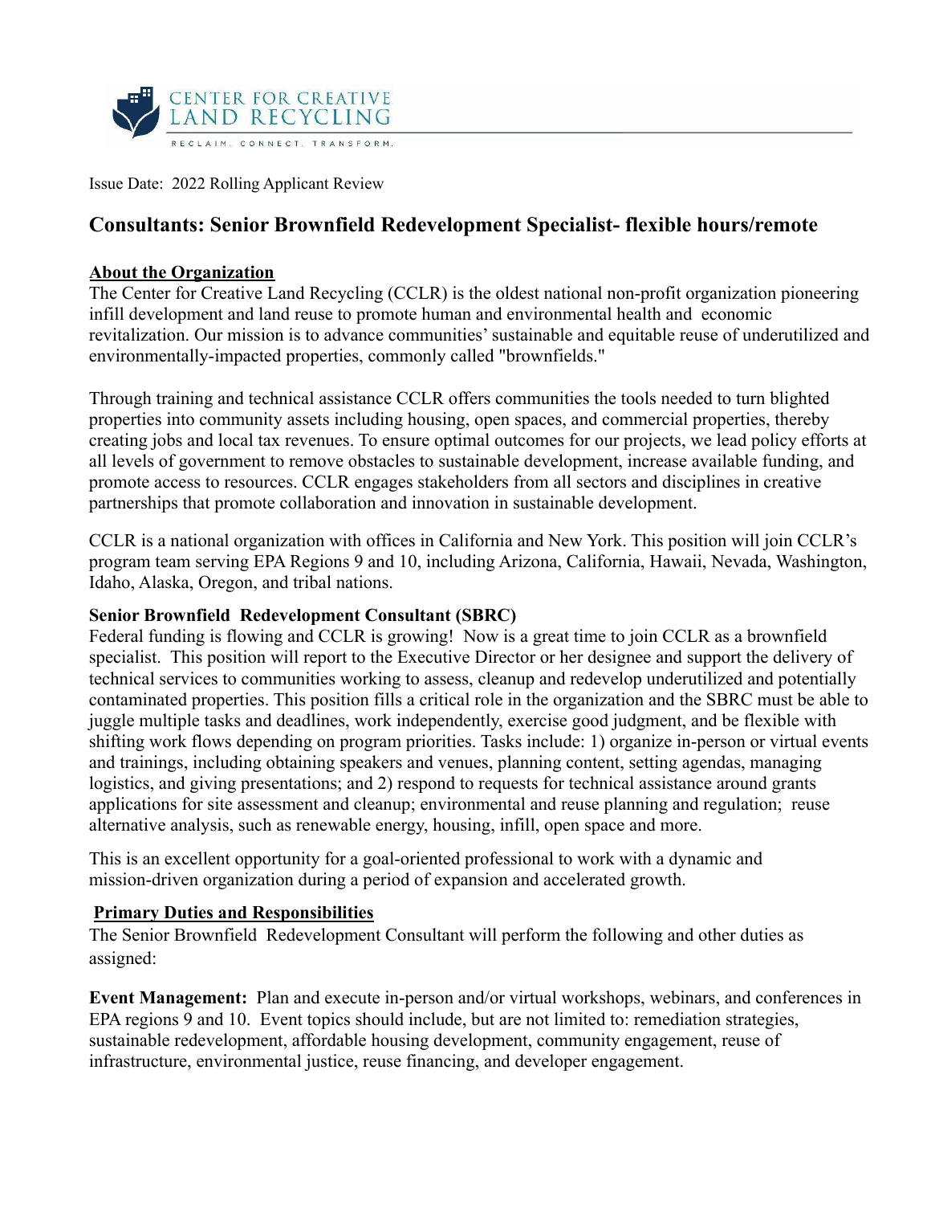CENTER FOR CREATIVE LAND RECYCLING

RECLAIM. CONNECT. TRANSFORM.

Issue Date: 2022 Rolling Applicant Review

# Consultants: Senior Brownfield Redevelopment Specialist- flexible hours/remote

## About the Organization

The Center for Creative Land Recycling (CCLR) is the oldest national non-profit organization pioneering infill development and land reuse to promote human and environmental health and economic revitalization. Our mission is to advance communities' sustainable and equitable reuse of underutilized and environmentally-impacted properties, commonly called "brownfields."

Through training and technical assistance CCLR offers communities the tools needed to turn blighted properties into community assets including housing, open spaces, and commercial properties, thereby creating jobs and local tax revenues. To ensure optimal outcomes for our projects, we lead policy efforts at all levels of government to remove obstacles to sustainable development, increase available funding, and promote access to resources. CCLR engages stakeholders from all sectors and disciplines in creative partnerships that promote collaboration and innovation in sustainable development.

CCLR is a national organization with offices in California and New York. This position will join CCLR's program team serving EPA Regions 9 and 10, including Arizona, California, Hawaii, Nevada, Washington, Idaho, Alaska, Oregon, and tribal nations.

### Senior Brownfield Redevelopment Consultant (SBRC)

Federal funding is flowing and CCLR is growing! Now is a great time to join CCLR as a brownfield specialist. This position will report to the Executive Director or her designee and support the delivery of technical services to communities working to assess, cleanup and redevelop underutilized and potentially contaminated properties. This position fills a critical role in the organization and the SBRC must be able to juggle multiple tasks and deadlines, work independently, exercise good judgment, and be flexible with shifting work flows depending on program priorities. Tasks include: 1) organize in-person or virtual events and trainings, including obtaining speakers and venues, planning content, setting agendas, managing logistics, and giving presentations; and 2) respond to requests for technical assistance around grants applications for site assessment and cleanup; environmental and reuse planning and regulation; reuse alternative analysis, such as renewable energy, housing, infill, open space and more.

This is an excellent opportunity for a goal-oriented professional to work with a dynamic and mission-driven organization during a period of expansion and accelerated growth.

## Primary Duties and Responsibilities

The Senior Brownfield Redevelopment Consultant will perform the following and other duties as assigned:

**Event Management:** Plan and execute in-person and/or virtual workshops, webinars, and conferences in EPA regions 9 and 10. Event topics should include, but are not limited to: remediation strategies, sustainable redevelopment, affordable housing development, community engagement, reuse of infrastructure, environmental justice, reuse financing, and developer engagement.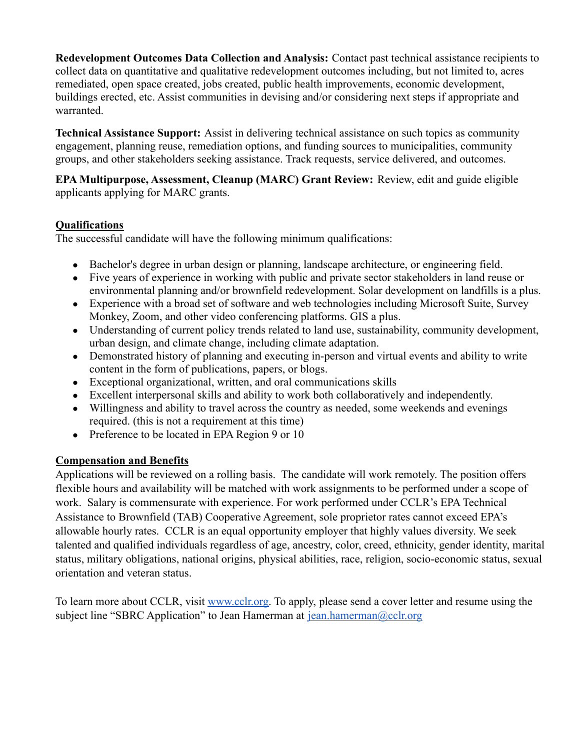**Redevelopment Outcomes Data Collection and Analysis:** Contact past technical assistance recipients to collect data on quantitative and qualitative redevelopment outcomes including, but not limited to, acres remediated, open space created, jobs created, public health improvements, economic development, buildings erected, etc. Assist communities in devising and/or considering next steps if appropriate and warranted.

**Technical Assistance Support:** Assist in delivering technical assistance on such topics as community engagement, planning reuse, remediation options, and funding sources to municipalities, community groups, and other stakeholders seeking assistance. Track requests, service delivered, and outcomes.

**EPA Multipurpose, Assessment, Cleanup (MARC) Grant Review:** Review, edit and guide eligible applicants applying for MARC grants.

## Qualifications

The successful candidate will have the following minimum qualifications:

- Bachelor's degree in urban design or planning, landscape architecture, or engineering field.
- Five years of experience in working with public and private sector stakeholders in land reuse or environmental planning and/or brownfield redevelopment. Solar development on landfills is a plus.
- Experience with a broad set of software and web technologies including Microsoft Suite, Survey Monkey, Zoom, and other video conferencing platforms. GIS a plus.
- Understanding of current policy trends related to land use, sustainability, community development, urban design, and climate change, including climate adaptation.
- Demonstrated history of planning and executing in-person and virtual events and ability to write content in the form of publications, papers, or blogs.
- Exceptional organizational, written, and oral communications skills
- Excellent interpersonal skills and ability to work both collaboratively and independently.
- Willingness and ability to travel across the country as needed, some weekends and evenings required. (this is not a requirement at this time)
- Preference to be located in EPA Region 9 or 10

## Compensation and Benefits

Applications will be reviewed on a rolling basis. The candidate will work remotely. The position offers flexible hours and availability will be matched with work assignments to be performed under a scope of work. Salary is commensurate with experience. For work performed under CCLR's EPA Technical Assistance to Brownfield (TAB) Cooperative Agreement, sole proprietor rates cannot exceed EPA's allowable hourly rates. CCLR is an equal opportunity employer that highly values diversity. We seek talented and qualified individuals regardless of age, ancestry, color, creed, ethnicity, gender identity, marital status, military obligations, national origins, physical abilities, race, religion, socio-economic status, sexual orientation and veteran status.

To learn more about CCLR, visit [www.cclr.org](http://www.cclr.org). To apply, please send a cover letter and resume using the subject line "SBRC Application" to Jean Hamerman at [jean.hamerman@cclr.org](mailto:jean.hamerman@cclr.org)